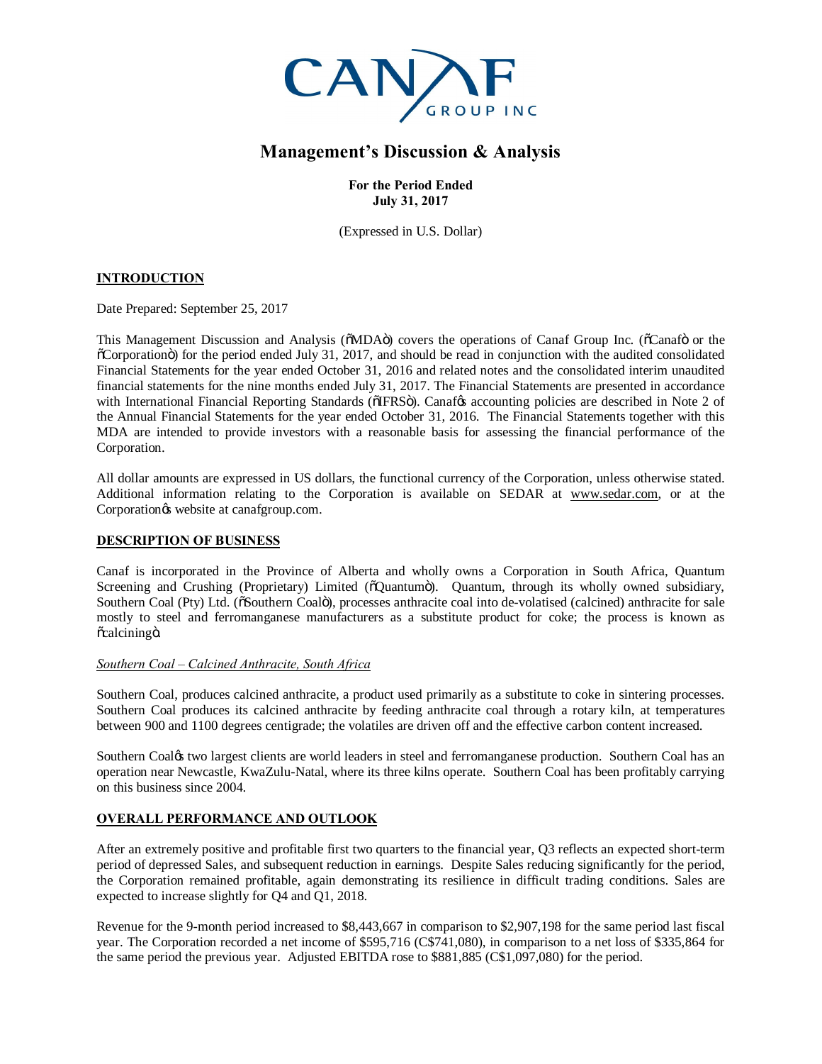# Management's Discussion & Analysis

**For the Period Ended**
**July 31, 2017**

(Expressed in U.S. Dollar)

## INTRODUCTION

Date Prepared: September 25, 2017

This Management Discussion and Analysis ("MDA") covers the operations of Canaf Group Inc. ("Canaf" or the "Corporation") for the period ended July 31, 2017, and should be read in conjunction with the audited consolidated Financial Statements for the year ended October 31, 2016 and related notes and the consolidated interim unaudited financial statements for the nine months ended July 31, 2017. The Financial Statements are presented in accordance with International Financial Reporting Standards ("IFRS"). Canaf's accounting policies are described in Note 2 of the Annual Financial Statements for the year ended October 31, 2016. The Financial Statements together with this MDA are intended to provide investors with a reasonable basis for assessing the financial performance of the Corporation.

All dollar amounts are expressed in US dollars, the functional currency of the Corporation, unless otherwise stated. Additional information relating to the Corporation is available on SEDAR at www.sedar.com, or at the Corporation's website at canafgroup.com.

## DESCRIPTION OF BUSINESS

Canaf is incorporated in the Province of Alberta and wholly owns a Corporation in South Africa, Quantum Screening and Crushing (Proprietary) Limited ("Quantum"). Quantum, through its wholly owned subsidiary, Southern Coal (Pty) Ltd. ("Southern Coal"), processes anthracite coal into de-volatised (calcined) anthracite for sale mostly to steel and ferromanganese manufacturers as a substitute product for coke; the process is known as "calcining".

*Southern Coal – Calcined Anthracite, South Africa*

Southern Coal, produces calcined anthracite, a product used primarily as a substitute to coke in sintering processes. Southern Coal produces its calcined anthracite by feeding anthracite coal through a rotary kiln, at temperatures between 900 and 1100 degrees centigrade; the volatiles are driven off and the effective carbon content increased.

Southern Coal's two largest clients are world leaders in steel and ferromanganese production. Southern Coal has an operation near Newcastle, KwaZulu-Natal, where its three kilns operate. Southern Coal has been profitably carrying on this business since 2004.

## OVERALL PERFORMANCE AND OUTLOOK

After an extremely positive and profitable first two quarters to the financial year, Q3 reflects an expected short-term period of depressed Sales, and subsequent reduction in earnings. Despite Sales reducing significantly for the period, the Corporation remained profitable, again demonstrating its resilience in difficult trading conditions. Sales are expected to increase slightly for Q4 and Q1, 2018.

Revenue for the 9-month period increased to $8,443,667 in comparison to $2,907,198 for the same period last fiscal year. The Corporation recorded a net income of $595,716 (C$741,080), in comparison to a net loss of $335,864 for the same period the previous year. Adjusted EBITDA rose to $881,885 (C$1,097,080) for the period.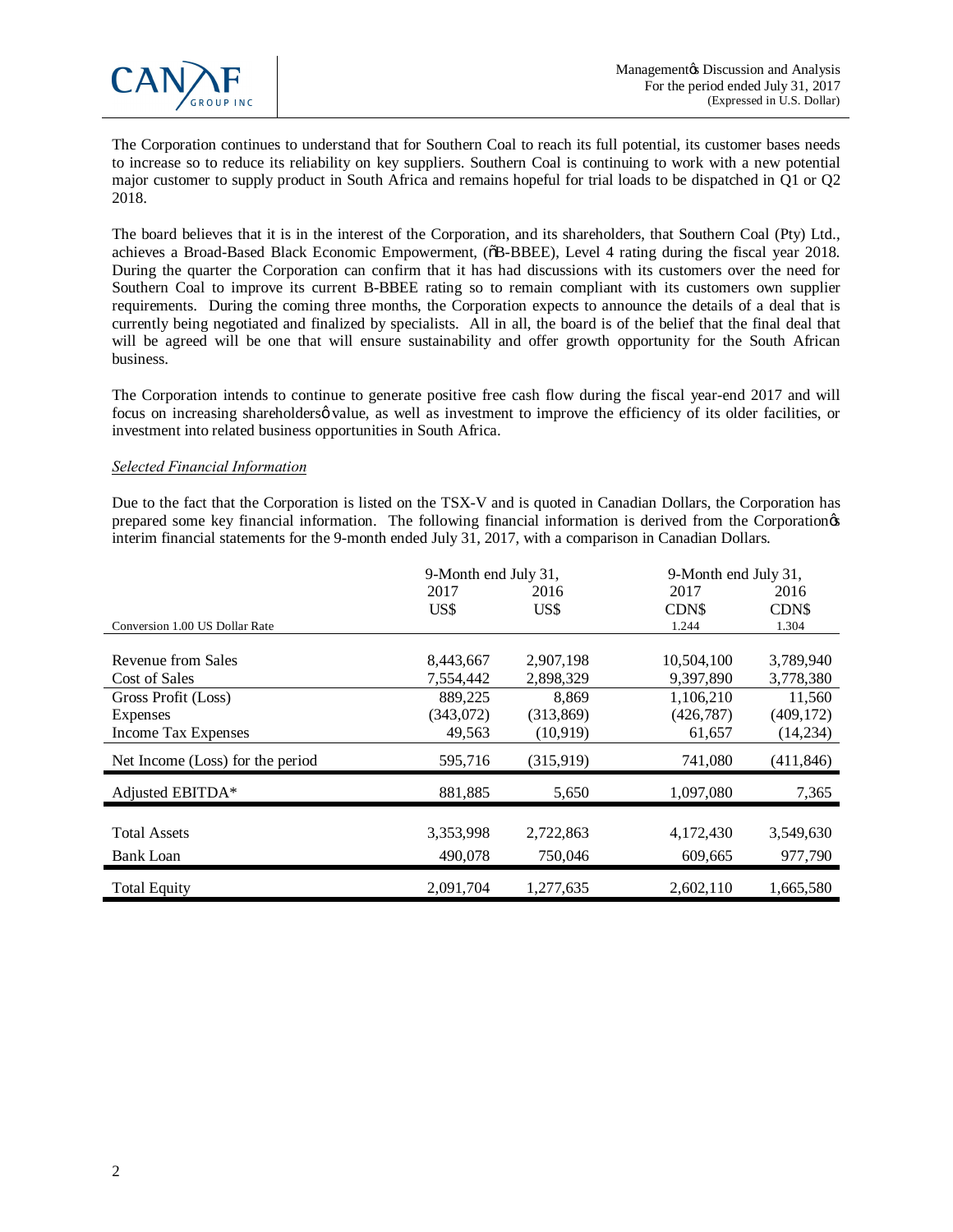The Corporation continues to understand that for Southern Coal to reach its full potential, its customer bases needs to increase so to reduce its reliability on key suppliers. Southern Coal is continuing to work with a new potential major customer to supply product in South Africa and remains hopeful for trial loads to be dispatched in Q1 or Q2 2018.

The board believes that it is in the interest of the Corporation, and its shareholders, that Southern Coal (Pty) Ltd., achieves a Broad-Based Black Economic Empowerment, ("B-BBEE), Level 4 rating during the fiscal year 2018. During the quarter the Corporation can confirm that it has had discussions with its customers over the need for Southern Coal to improve its current B-BBEE rating so to remain compliant with its customers own supplier requirements. During the coming three months, the Corporation expects to announce the details of a deal that is currently being negotiated and finalized by specialists. All in all, the board is of the belief that the final deal that will be agreed will be one that will ensure sustainability and offer growth opportunity for the South African business.

The Corporation intends to continue to generate positive free cash flow during the fiscal year-end 2017 and will focus on increasing shareholders' value, as well as investment to improve the efficiency of its older facilities, or investment into related business opportunities in South Africa.

*Selected Financial Information*

Due to the fact that the Corporation is listed on the TSX-V and is quoted in Canadian Dollars, the Corporation has prepared some key financial information. The following financial information is derived from the Corporation's interim financial statements for the 9-month ended July 31, 2017, with a comparison in Canadian Dollars.

| | 9-Month end July 31, | | 9-Month end July 31, | |
|---|---|---|---|---|
| | 2017 | 2016 | 2017 | 2016 |
| | US$ | US$ | CDN$ | CDN$ |
| Conversion 1.00 US Dollar Rate | | | 1.244 | 1.304 |
| Revenue from Sales | 8,443,667 | 2,907,198 | 10,504,100 | 3,789,940 |
| Cost of Sales | 7,554,442 | 2,898,329 | 9,397,890 | 3,778,380 |
| Gross Profit (Loss) | 889,225 | 8,869 | 1,106,210 | 11,560 |
| Expenses | (343,072) | (313,869) | (426,787) | (409,172) |
| Income Tax Expenses | 49,563 | (10,919) | 61,657 | (14,234) |
| Net Income (Loss) for the period | 595,716 | (315,919) | 741,080 | (411,846) |
| Adjusted EBITDA* | 881,885 | 5,650 | 1,097,080 | 7,365 |
| Total Assets | 3,353,998 | 2,722,863 | 4,172,430 | 3,549,630 |
| Bank Loan | 490,078 | 750,046 | 609,665 | 977,790 |
| Total Equity | 2,091,704 | 1,277,635 | 2,602,110 | 1,665,580 |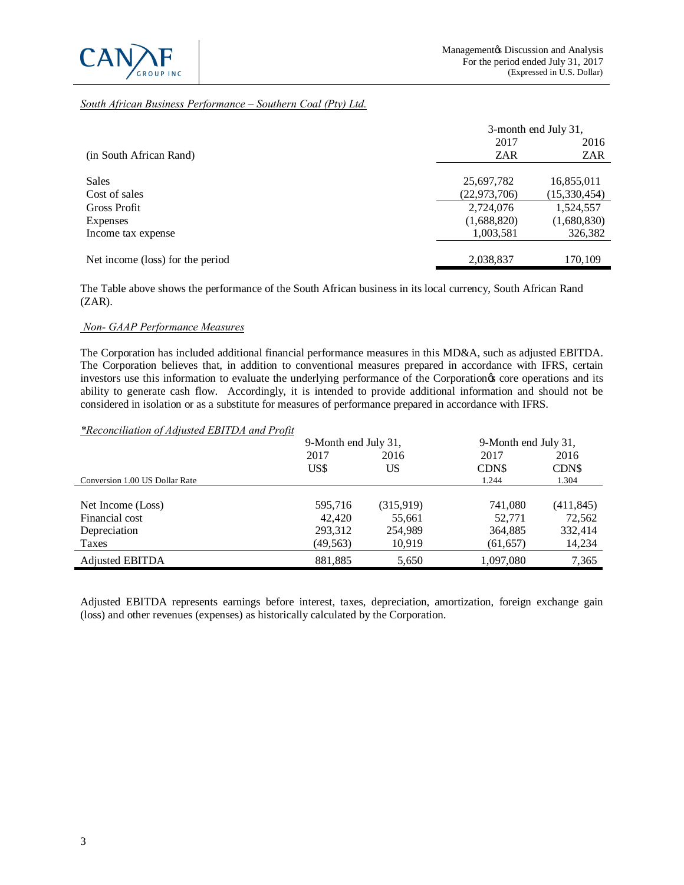*South African Business Performance – Southern Coal (Pty) Ltd.*

| (in South African Rand) | 3-month end July 31, 2017 ZAR | 2016 ZAR |
|---|---|---|
| Sales | 25,697,782 | 16,855,011 |
| Cost of sales | (22,973,706) | (15,330,454) |
| Gross Profit | 2,724,076 | 1,524,557 |
| Expenses | (1,688,820) | (1,680,830) |
| Income tax expense | 1,003,581 | 326,382 |
| Net income (loss) for the period | 2,038,837 | 170,109 |

The Table above shows the performance of the South African business in its local currency, South African Rand (ZAR).

*Non- GAAP Performance Measures*

The Corporation has included additional financial performance measures in this MD&A, such as adjusted EBITDA. The Corporation believes that, in addition to conventional measures prepared in accordance with IFRS, certain investors use this information to evaluate the underlying performance of the Corporation's core operations and its ability to generate cash flow. Accordingly, it is intended to provide additional information and should not be considered in isolation or as a substitute for measures of performance prepared in accordance with IFRS.

*\*Reconciliation of Adjusted EBITDA and Profit*

| | 9-Month end July 31, 2017 US$ | 2016 US | 9-Month end July 31, 2017 CDN$ | 2016 CDN$ |
|---|---|---|---|---|
| Conversion 1.00 US Dollar Rate | | | 1.244 | 1.304 |
| Net Income (Loss) | 595,716 | (315,919) | 741,080 | (411,845) |
| Financial cost | 42,420 | 55,661 | 52,771 | 72,562 |
| Depreciation | 293,312 | 254,989 | 364,885 | 332,414 |
| Taxes | (49,563) | 10,919 | (61,657) | 14,234 |
| Adjusted EBITDA | 881,885 | 5,650 | 1,097,080 | 7,365 |

Adjusted EBITDA represents earnings before interest, taxes, depreciation, amortization, foreign exchange gain (loss) and other revenues (expenses) as historically calculated by the Corporation.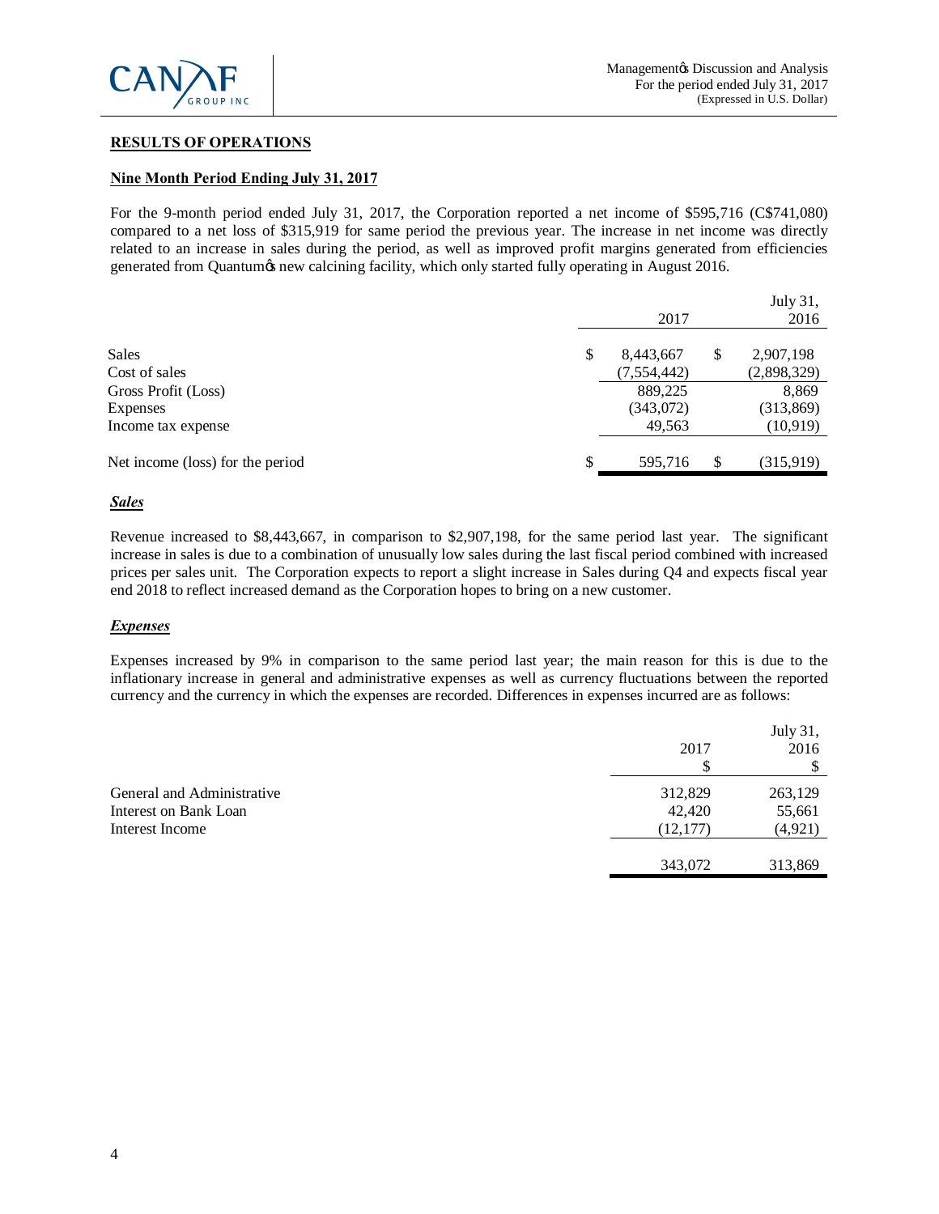## RESULTS OF OPERATIONS

### Nine Month Period Ending July 31, 2017

For the 9-month period ended July 31, 2017, the Corporation reported a net income of $595,716 (C$741,080) compared to a net loss of $315,919 for same period the previous year. The increase in net income was directly related to an increase in sales during the period, as well as improved profit margins generated from efficiencies generated from Quantum's new calcining facility, which only started fully operating in August 2016.

| | 2017 | July 31, 2016 |
|---|---|---|
| Sales | $ 8,443,667 | $ 2,907,198 |
| Cost of sales | (7,554,442) | (2,898,329) |
| Gross Profit (Loss) | 889,225 | 8,869 |
| Expenses | (343,072) | (313,869) |
| Income tax expense | 49,563 | (10,919) |
| Net income (loss) for the period | $ 595,716 | $ (315,919) |

#### *Sales*

Revenue increased to $8,443,667, in comparison to $2,907,198, for the same period last year. The significant increase in sales is due to a combination of unusually low sales during the last fiscal period combined with increased prices per sales unit. The Corporation expects to report a slight increase in Sales during Q4 and expects fiscal year end 2018 to reflect increased demand as the Corporation hopes to bring on a new customer.

#### *Expenses*

Expenses increased by 9% in comparison to the same period last year; the main reason for this is due to the inflationary increase in general and administrative expenses as well as currency fluctuations between the reported currency and the currency in which the expenses are recorded. Differences in expenses incurred are as follows:

| | 2017 $ | July 31, 2016 $ |
|---|---|---|
| General and Administrative | 312,829 | 263,129 |
| Interest on Bank Loan | 42,420 | 55,661 |
| Interest Income | (12,177) | (4,921) |
| | 343,072 | 313,869 |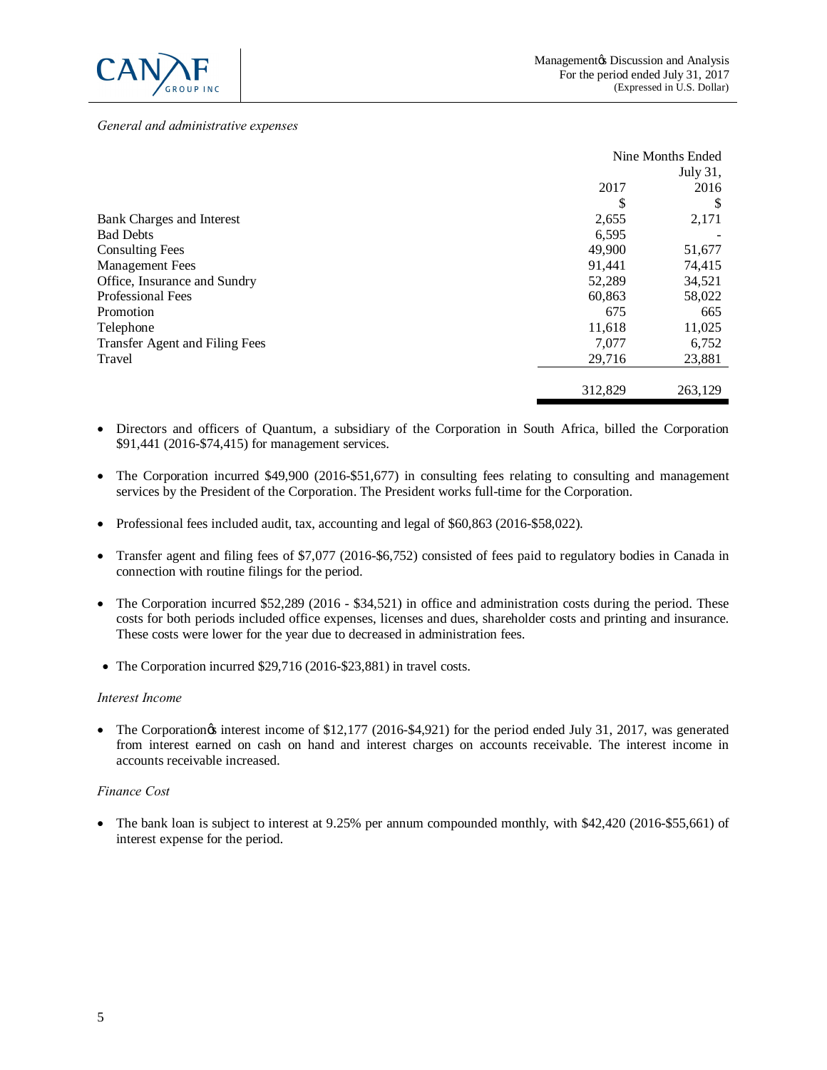*General and administrative expenses*

| | Nine Months Ended July 31, | |
|---|---|---|
| | 2017 | 2016 |
| | $ | $ |
| Bank Charges and Interest | 2,655 | 2,171 |
| Bad Debts | 6,595 | - |
| Consulting Fees | 49,900 | 51,677 |
| Management Fees | 91,441 | 74,415 |
| Office, Insurance and Sundry | 52,289 | 34,521 |
| Professional Fees | 60,863 | 58,022 |
| Promotion | 675 | 665 |
| Telephone | 11,618 | 11,025 |
| Transfer Agent and Filing Fees | 7,077 | 6,752 |
| Travel | 29,716 | 23,881 |
| | 312,829 | 263,129 |

- Directors and officers of Quantum, a subsidiary of the Corporation in South Africa, billed the Corporation $91,441 (2016-$74,415) for management services.
- The Corporation incurred $49,900 (2016-$51,677) in consulting fees relating to consulting and management services by the President of the Corporation. The President works full-time for the Corporation.
- Professional fees included audit, tax, accounting and legal of $60,863 (2016-$58,022).
- Transfer agent and filing fees of $7,077 (2016-$6,752) consisted of fees paid to regulatory bodies in Canada in connection with routine filings for the period.
- The Corporation incurred $52,289 (2016 - $34,521) in office and administration costs during the period. These costs for both periods included office expenses, licenses and dues, shareholder costs and printing and insurance. These costs were lower for the year due to decreased in administration fees.
- The Corporation incurred $29,716 (2016-$23,881) in travel costs.

*Interest Income*

- The Corporation's interest income of $12,177 (2016-$4,921) for the period ended July 31, 2017, was generated from interest earned on cash on hand and interest charges on accounts receivable. The interest income in accounts receivable increased.

*Finance Cost*

- The bank loan is subject to interest at 9.25% per annum compounded monthly, with $42,420 (2016-$55,661) of interest expense for the period.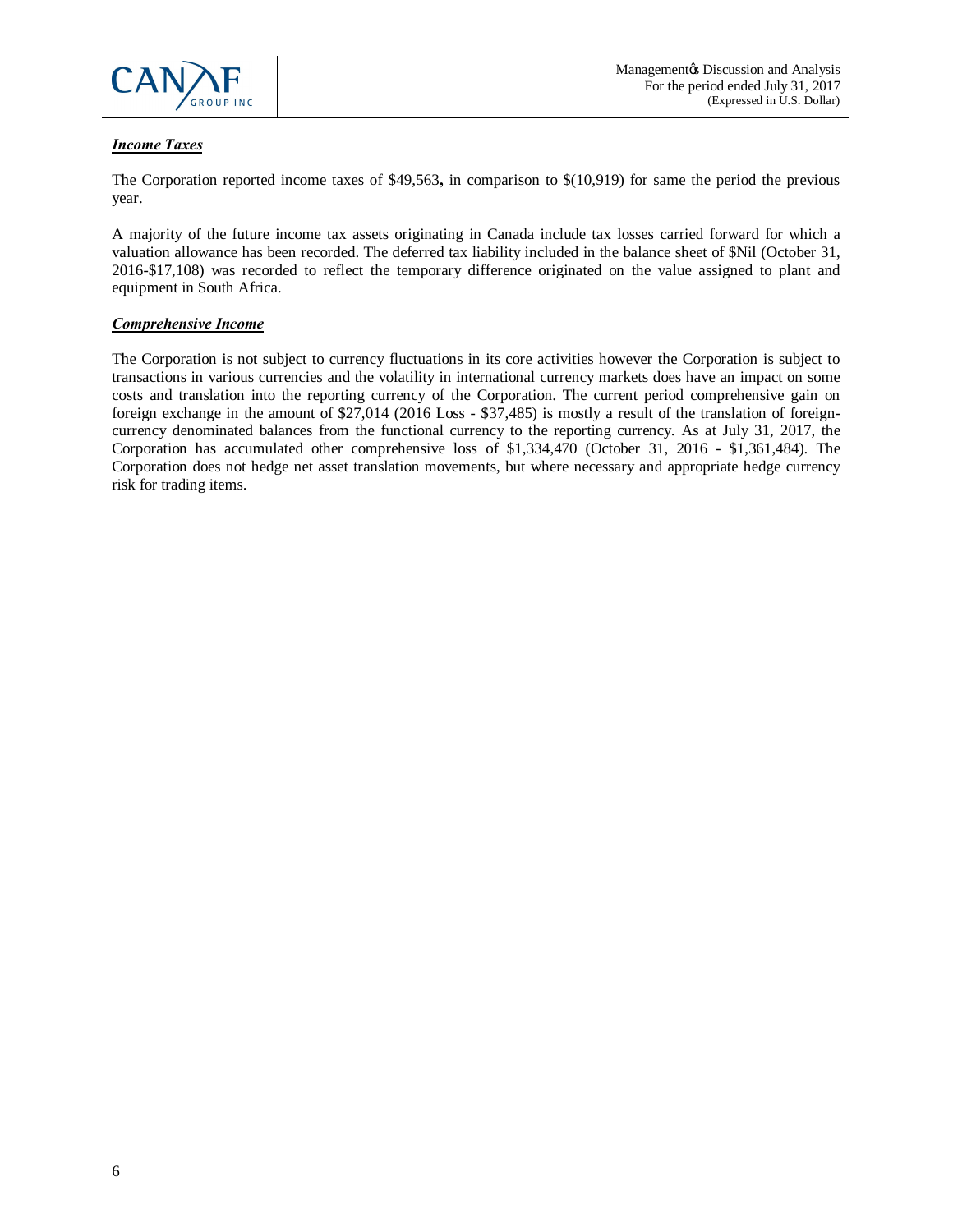***Income Taxes***

The Corporation reported income taxes of $49,563**,** in comparison to $(10,919) for same the period the previous year.

A majority of the future income tax assets originating in Canada include tax losses carried forward for which a valuation allowance has been recorded. The deferred tax liability included in the balance sheet of $Nil (October 31, 2016-$17,108) was recorded to reflect the temporary difference originated on the value assigned to plant and equipment in South Africa.

***Comprehensive Income***

The Corporation is not subject to currency fluctuations in its core activities however the Corporation is subject to transactions in various currencies and the volatility in international currency markets does have an impact on some costs and translation into the reporting currency of the Corporation. The current period comprehensive gain on foreign exchange in the amount of $27,014 (2016 Loss - $37,485) is mostly a result of the translation of foreign-currency denominated balances from the functional currency to the reporting currency. As at July 31, 2017, the Corporation has accumulated other comprehensive loss of $1,334,470 (October 31, 2016 - $1,361,484). The Corporation does not hedge net asset translation movements, but where necessary and appropriate hedge currency risk for trading items.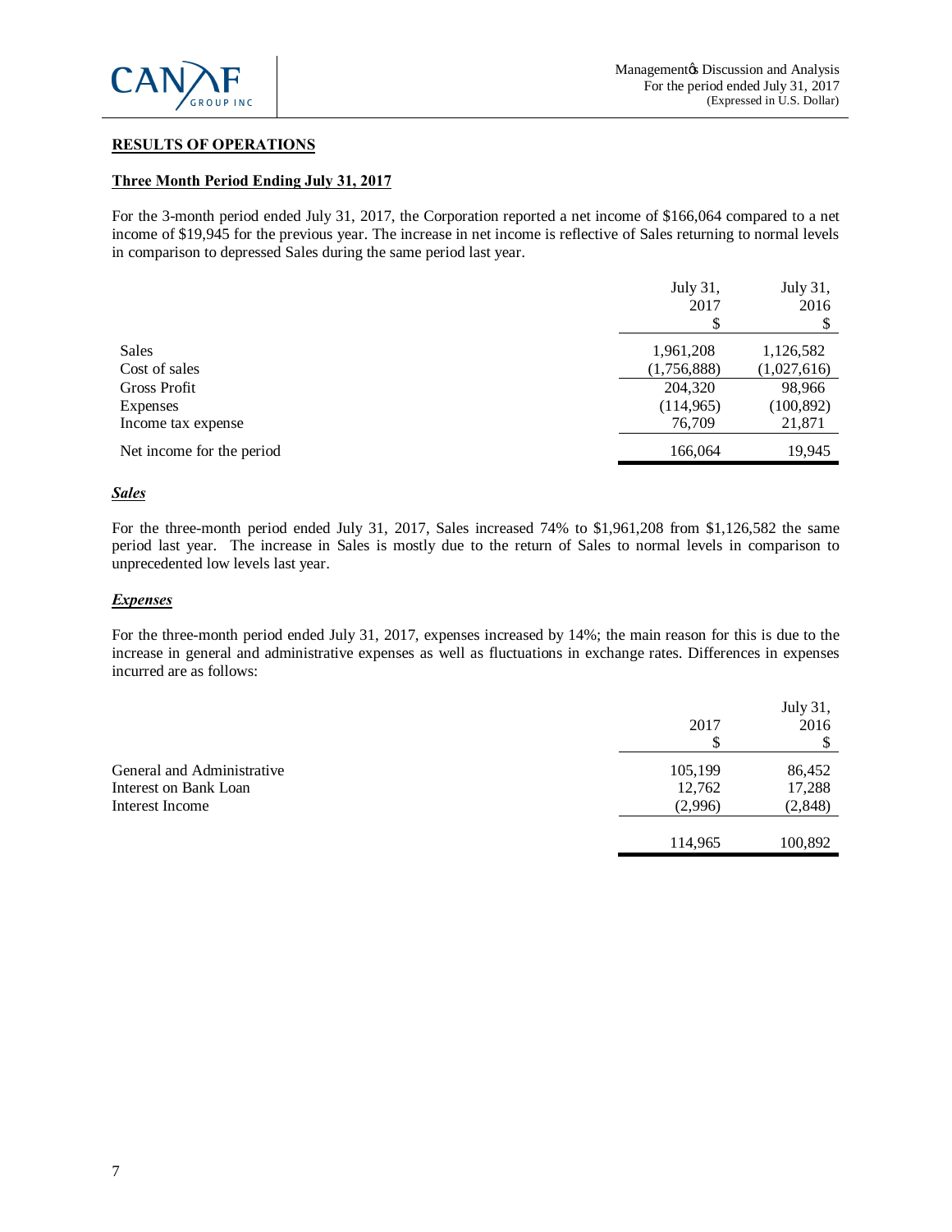## RESULTS OF OPERATIONS

### Three Month Period Ending July 31, 2017

For the 3-month period ended July 31, 2017, the Corporation reported a net income of $166,064 compared to a net income of $19,945 for the previous year. The increase in net income is reflective of Sales returning to normal levels in comparison to depressed Sales during the same period last year.

| | July 31, 2017 $ | July 31, 2016 $ |
|---|---|---|
| Sales | 1,961,208 | 1,126,582 |
| Cost of sales | (1,756,888) | (1,027,616) |
| Gross Profit | 204,320 | 98,966 |
| Expenses | (114,965) | (100,892) |
| Income tax expense | 76,709 | 21,871 |
| Net income for the period | 166,064 | 19,945 |

***Sales***

For the three-month period ended July 31, 2017, Sales increased 74% to $1,961,208 from $1,126,582 the same period last year. The increase in Sales is mostly due to the return of Sales to normal levels in comparison to unprecedented low levels last year.

***Expenses***

For the three-month period ended July 31, 2017, expenses increased by 14%; the main reason for this is due to the increase in general and administrative expenses as well as fluctuations in exchange rates. Differences in expenses incurred are as follows:

| | 2017 $ | July 31, 2016 $ |
|---|---|---|
| General and Administrative | 105,199 | 86,452 |
| Interest on Bank Loan | 12,762 | 17,288 |
| Interest Income | (2,996) | (2,848) |
| | 114,965 | 100,892 |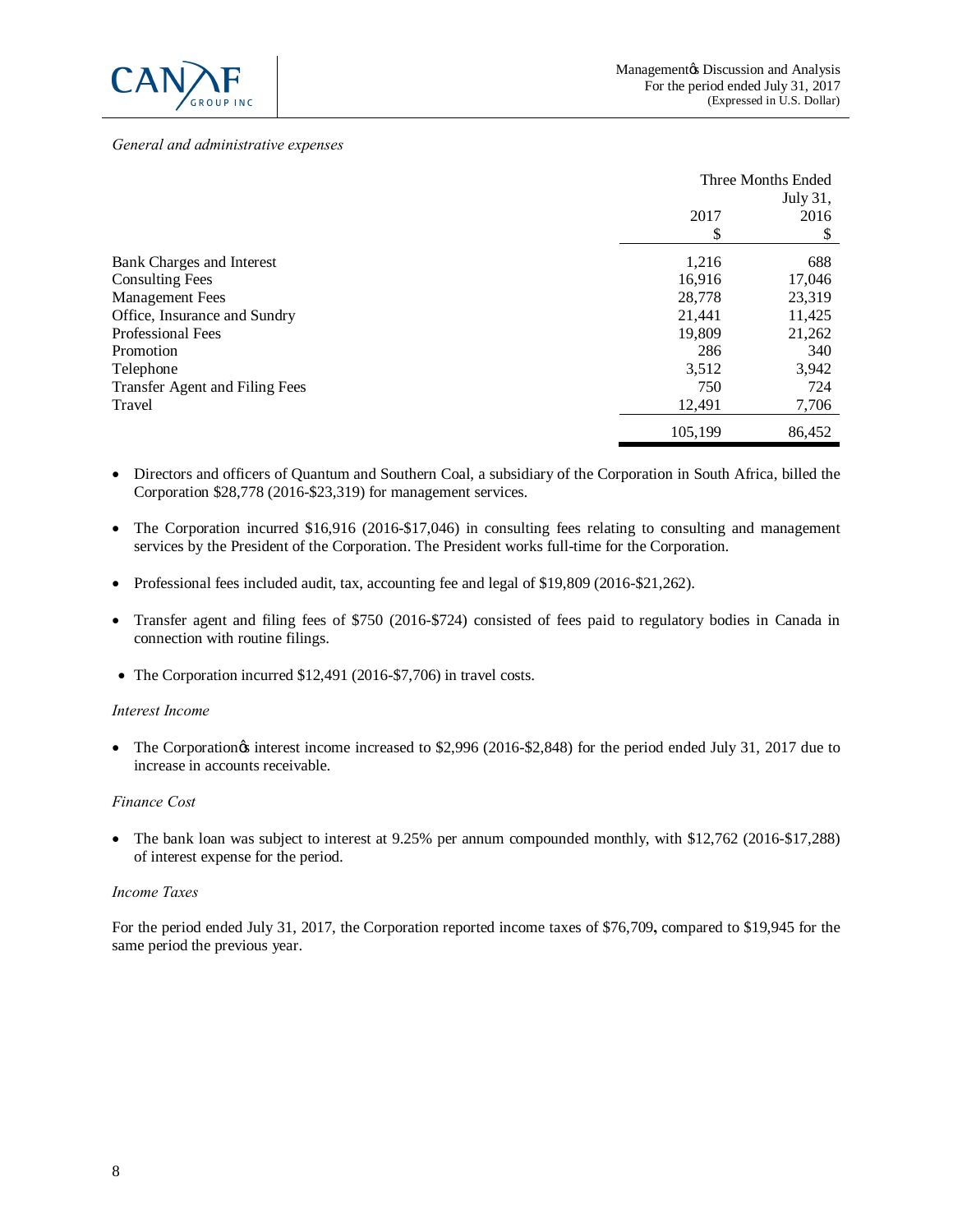*General and administrative expenses*

| | Three Months Ended July 31, | |
|---|---|---|
| | 2017 | 2016 |
| | $ | $ |
| Bank Charges and Interest | 1,216 | 688 |
| Consulting Fees | 16,916 | 17,046 |
| Management Fees | 28,778 | 23,319 |
| Office, Insurance and Sundry | 21,441 | 11,425 |
| Professional Fees | 19,809 | 21,262 |
| Promotion | 286 | 340 |
| Telephone | 3,512 | 3,942 |
| Transfer Agent and Filing Fees | 750 | 724 |
| Travel | 12,491 | 7,706 |
| | 105,199 | 86,452 |

- Directors and officers of Quantum and Southern Coal, a subsidiary of the Corporation in South Africa, billed the Corporation $28,778 (2016-$23,319) for management services.

- The Corporation incurred $16,916 (2016-$17,046) in consulting fees relating to consulting and management services by the President of the Corporation. The President works full-time for the Corporation.

- Professional fees included audit, tax, accounting fee and legal of $19,809 (2016-$21,262).

- Transfer agent and filing fees of $750 (2016-$724) consisted of fees paid to regulatory bodies in Canada in connection with routine filings.

- The Corporation incurred $12,491 (2016-$7,706) in travel costs.

*Interest Income*

- The Corporation's interest income increased to $2,996 (2016-$2,848) for the period ended July 31, 2017 due to increase in accounts receivable.

*Finance Cost*

- The bank loan was subject to interest at 9.25% per annum compounded monthly, with $12,762 (2016-$17,288) of interest expense for the period.

*Income Taxes*

For the period ended July 31, 2017, the Corporation reported income taxes of $76,709**,** compared to $19,945 for the same period the previous year.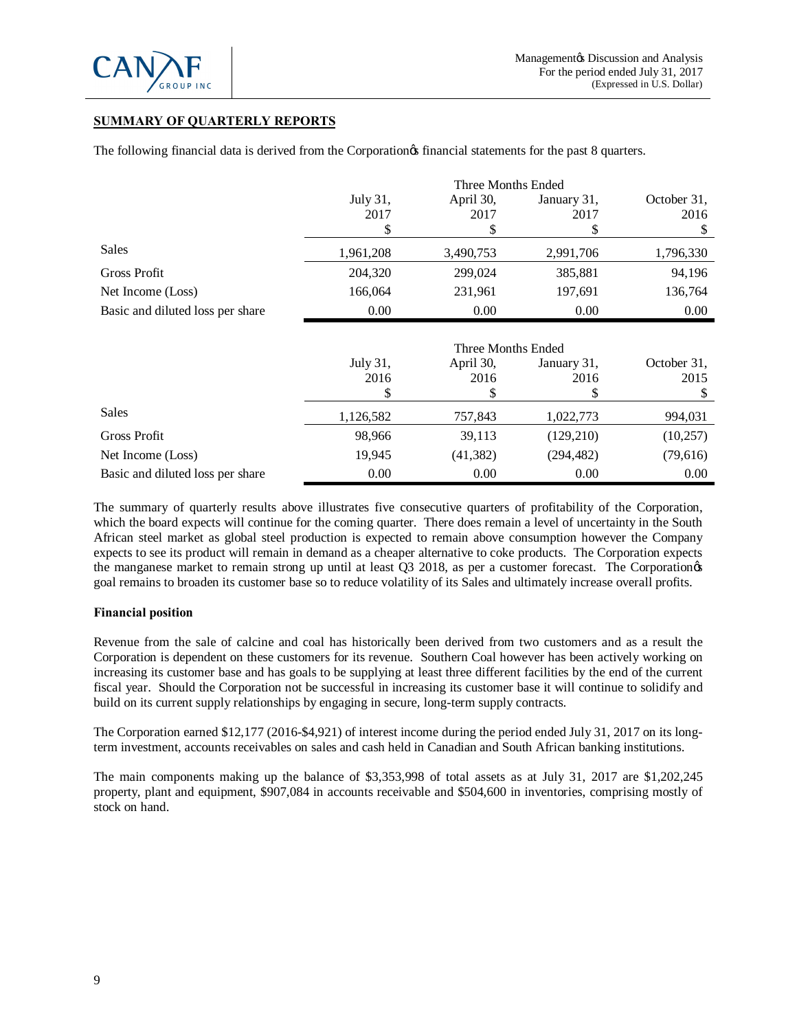## SUMMARY OF QUARTERLY REPORTS

The following financial data is derived from the Corporation's financial statements for the past 8 quarters.

| | Three Months Ended | | | |
|---|---|---|---|---|
| | July 31, 2017 $ | April 30, 2017 $ | January 31, 2017 $ | October 31, 2016 $ |
| Sales | 1,961,208 | 3,490,753 | 2,991,706 | 1,796,330 |
| Gross Profit | 204,320 | 299,024 | 385,881 | 94,196 |
| Net Income (Loss) | 166,064 | 231,961 | 197,691 | 136,764 |
| Basic and diluted loss per share | 0.00 | 0.00 | 0.00 | 0.00 |

| | Three Months Ended | | | |
|---|---|---|---|---|
| | July 31, 2016 $ | April 30, 2016 $ | January 31, 2016 $ | October 31, 2015 $ |
| Sales | 1,126,582 | 757,843 | 1,022,773 | 994,031 |
| Gross Profit | 98,966 | 39,113 | (129,210) | (10,257) |
| Net Income (Loss) | 19,945 | (41,382) | (294,482) | (79,616) |
| Basic and diluted loss per share | 0.00 | 0.00 | 0.00 | 0.00 |

The summary of quarterly results above illustrates five consecutive quarters of profitability of the Corporation, which the board expects will continue for the coming quarter. There does remain a level of uncertainty in the South African steel market as global steel production is expected to remain above consumption however the Company expects to see its product will remain in demand as a cheaper alternative to coke products. The Corporation expects the manganese market to remain strong up until at least Q3 2018, as per a customer forecast. The Corporation's goal remains to broaden its customer base so to reduce volatility of its Sales and ultimately increase overall profits.

### Financial position

Revenue from the sale of calcine and coal has historically been derived from two customers and as a result the Corporation is dependent on these customers for its revenue. Southern Coal however has been actively working on increasing its customer base and has goals to be supplying at least three different facilities by the end of the current fiscal year. Should the Corporation not be successful in increasing its customer base it will continue to solidify and build on its current supply relationships by engaging in secure, long-term supply contracts.

The Corporation earned $12,177 (2016-$4,921) of interest income during the period ended July 31, 2017 on its long-term investment, accounts receivables on sales and cash held in Canadian and South African banking institutions.

The main components making up the balance of $3,353,998 of total assets as at July 31, 2017 are $1,202,245 property, plant and equipment, $907,084 in accounts receivable and $504,600 in inventories, comprising mostly of stock on hand.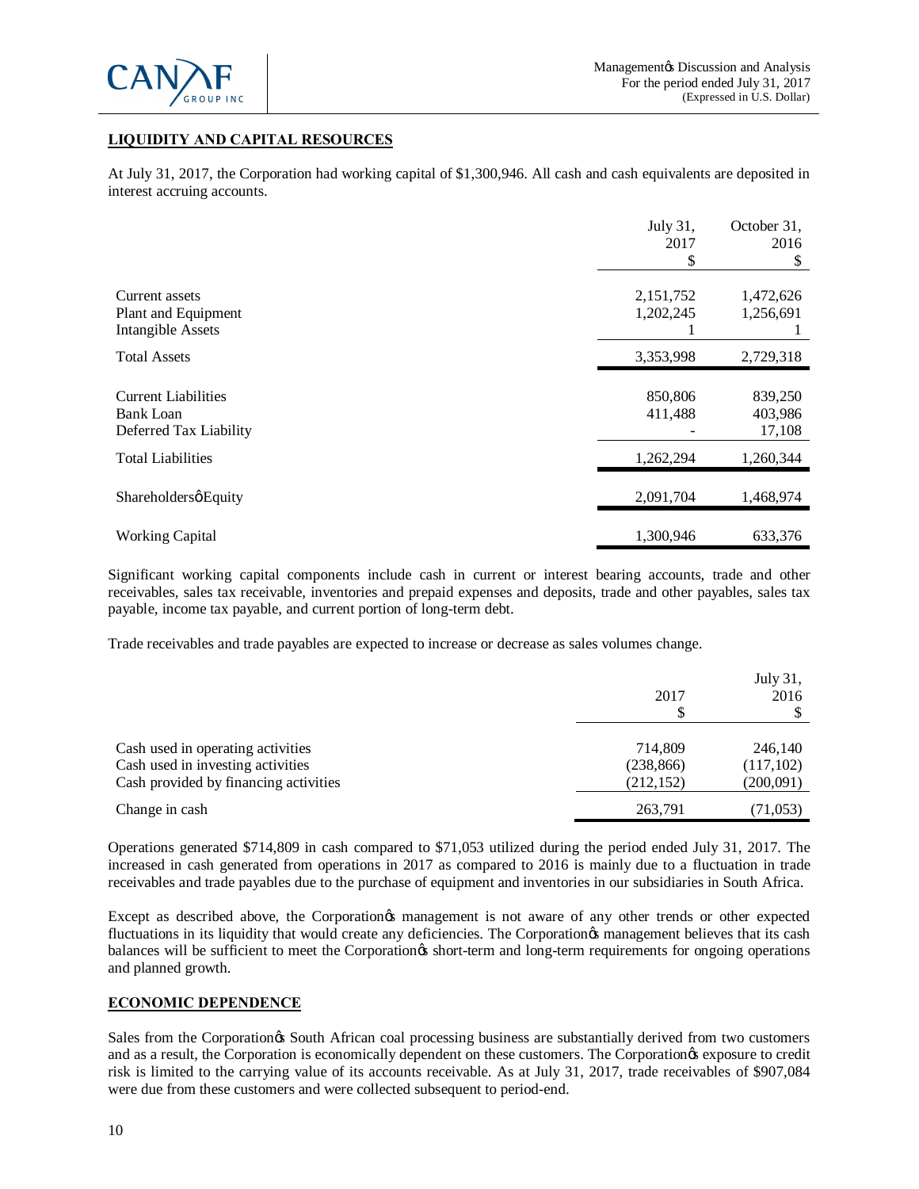## LIQUIDITY AND CAPITAL RESOURCES

At July 31, 2017, the Corporation had working capital of $1,300,946. All cash and cash equivalents are deposited in interest accruing accounts.

| | July 31, 2017 $ | October 31, 2016 $ |
|---|---|---|
| Current assets | 2,151,752 | 1,472,626 |
| Plant and Equipment | 1,202,245 | 1,256,691 |
| Intangible Assets | 1 | 1 |
| Total Assets | 3,353,998 | 2,729,318 |
| Current Liabilities | 850,806 | 839,250 |
| Bank Loan | 411,488 | 403,986 |
| Deferred Tax Liability | - | 17,108 |
| Total Liabilities | 1,262,294 | 1,260,344 |
| Shareholdersø Equity | 2,091,704 | 1,468,974 |
| Working Capital | 1,300,946 | 633,376 |

Significant working capital components include cash in current or interest bearing accounts, trade and other receivables, sales tax receivable, inventories and prepaid expenses and deposits, trade and other payables, sales tax payable, income tax payable, and current portion of long-term debt.

Trade receivables and trade payables are expected to increase or decrease as sales volumes change.

| | 2017 $ | July 31, 2016 $ |
|---|---|---|
| Cash used in operating activities | 714,809 | 246,140 |
| Cash used in investing activities | (238,866) | (117,102) |
| Cash provided by financing activities | (212,152) | (200,091) |
| Change in cash | 263,791 | (71,053) |

Operations generated $714,809 in cash compared to $71,053 utilized during the period ended July 31, 2017. The increased in cash generated from operations in 2017 as compared to 2016 is mainly due to a fluctuation in trade receivables and trade payables due to the purchase of equipment and inventories in our subsidiaries in South Africa.

Except as described above, the Corporationøs management is not aware of any other trends or other expected fluctuations in its liquidity that would create any deficiencies. The Corporationøs management believes that its cash balances will be sufficient to meet the Corporationøs short-term and long-term requirements for ongoing operations and planned growth.

## ECONOMIC DEPENDENCE

Sales from the Corporationøs South African coal processing business are substantially derived from two customers and as a result, the Corporation is economically dependent on these customers. The Corporationøs exposure to credit risk is limited to the carrying value of its accounts receivable. As at July 31, 2017, trade receivables of $907,084 were due from these customers and were collected subsequent to period-end.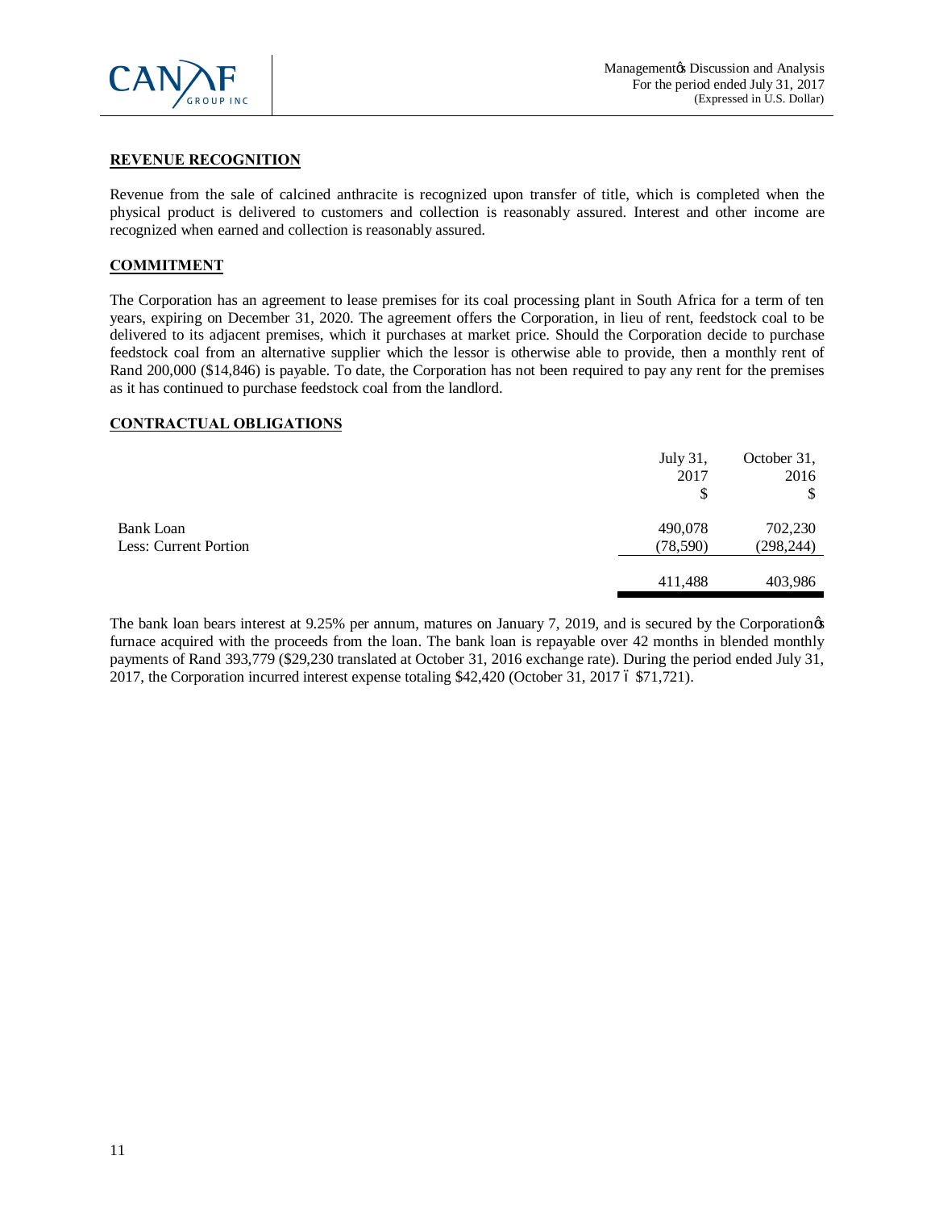## REVENUE RECOGNITION

Revenue from the sale of calcined anthracite is recognized upon transfer of title, which is completed when the physical product is delivered to customers and collection is reasonably assured. Interest and other income are recognized when earned and collection is reasonably assured.

## COMMITMENT

The Corporation has an agreement to lease premises for its coal processing plant in South Africa for a term of ten years, expiring on December 31, 2020. The agreement offers the Corporation, in lieu of rent, feedstock coal to be delivered to its adjacent premises, which it purchases at market price. Should the Corporation decide to purchase feedstock coal from an alternative supplier which the lessor is otherwise able to provide, then a monthly rent of Rand 200,000 ($14,846) is payable. To date, the Corporation has not been required to pay any rent for the premises as it has continued to purchase feedstock coal from the landlord.

## CONTRACTUAL OBLIGATIONS

| | July 31, 2017 $ | October 31, 2016 $ |
|---|---|---|
| Bank Loan | 490,078 | 702,230 |
| Less: Current Portion | (78,590) | (298,244) |
| | 411,488 | 403,986 |

The bank loan bears interest at 9.25% per annum, matures on January 7, 2019, and is secured by the Corporation's furnace acquired with the proceeds from the loan. The bank loan is repayable over 42 months in blended monthly payments of Rand 393,779 ($29,230 translated at October 31, 2016 exchange rate). During the period ended July 31, 2017, the Corporation incurred interest expense totaling $42,420 (October 31, 2017 – $71,721).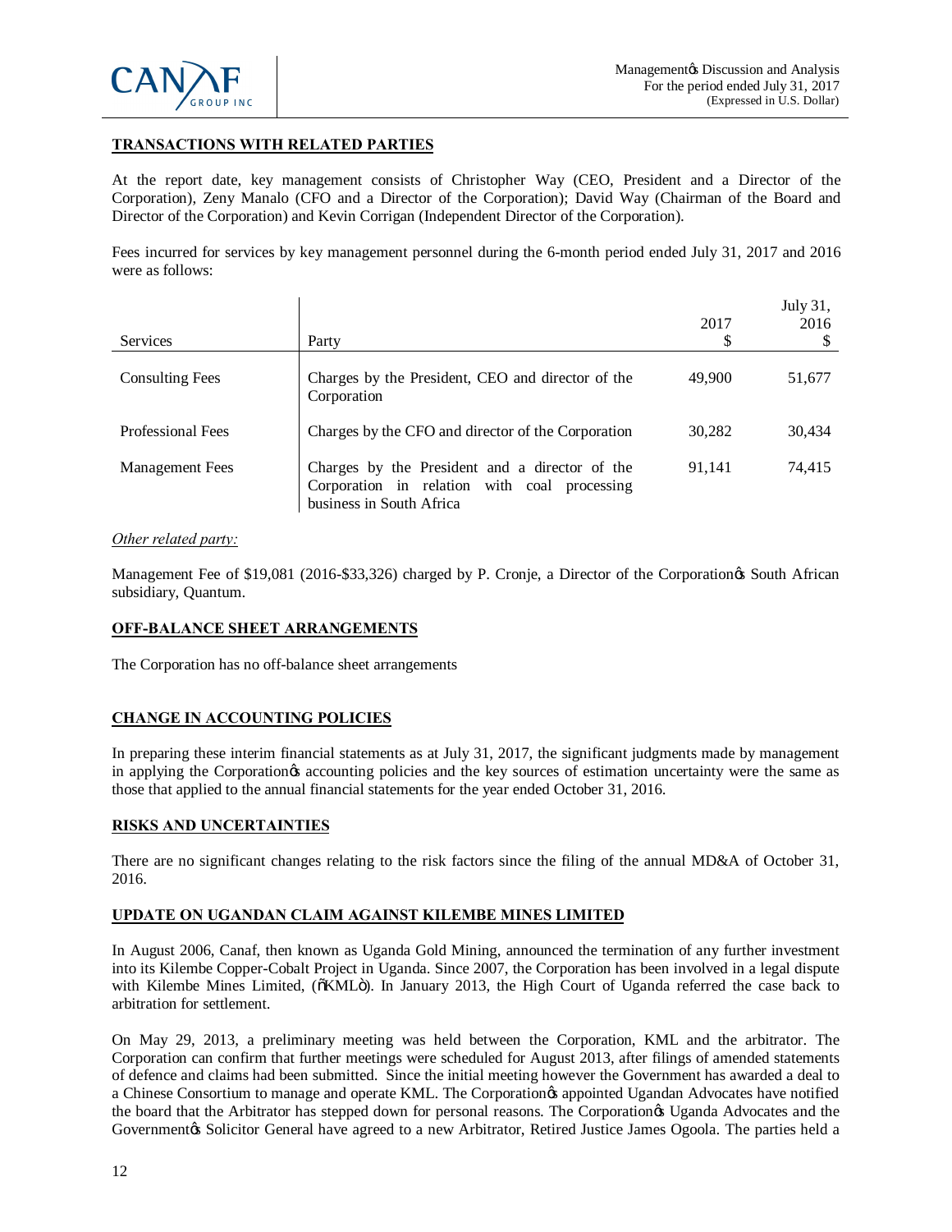## TRANSACTIONS WITH RELATED PARTIES

At the report date, key management consists of Christopher Way (CEO, President and a Director of the Corporation), Zeny Manalo (CFO and a Director of the Corporation); David Way (Chairman of the Board and Director of the Corporation) and Kevin Corrigan (Independent Director of the Corporation).

Fees incurred for services by key management personnel during the 6-month period ended July 31, 2017 and 2016 were as follows:

| Services | Party | 2017<br>$ | July 31, 2016<br>$ |
|---|---|---|---|
| Consulting Fees | Charges by the President, CEO and director of the Corporation | 49,900 | 51,677 |
| Professional Fees | Charges by the CFO and director of the Corporation | 30,282 | 30,434 |
| Management Fees | Charges by the President and a director of the Corporation in relation with coal processing business in South Africa | 91,141 | 74,415 |

*Other related party:*

Management Fee of $19,081 (2016-$33,326) charged by P. Cronje, a Director of the Corporation's South African subsidiary, Quantum.

## OFF-BALANCE SHEET ARRANGEMENTS

The Corporation has no off-balance sheet arrangements

## CHANGE IN ACCOUNTING POLICIES

In preparing these interim financial statements as at July 31, 2017, the significant judgments made by management in applying the Corporation's accounting policies and the key sources of estimation uncertainty were the same as those that applied to the annual financial statements for the year ended October 31, 2016.

## RISKS AND UNCERTAINTIES

There are no significant changes relating to the risk factors since the filing of the annual MD&A of October 31, 2016.

## UPDATE ON UGANDAN CLAIM AGAINST KILEMBE MINES LIMITED

In August 2006, Canaf, then known as Uganda Gold Mining, announced the termination of any further investment into its Kilembe Copper-Cobalt Project in Uganda. Since 2007, the Corporation has been involved in a legal dispute with Kilembe Mines Limited, ("KML"). In January 2013, the High Court of Uganda referred the case back to arbitration for settlement.

On May 29, 2013, a preliminary meeting was held between the Corporation, KML and the arbitrator. The Corporation can confirm that further meetings were scheduled for August 2013, after filings of amended statements of defence and claims had been submitted. Since the initial meeting however the Government has awarded a deal to a Chinese Consortium to manage and operate KML. The Corporation's appointed Ugandan Advocates have notified the board that the Arbitrator has stepped down for personal reasons. The Corporation's Uganda Advocates and the Government's Solicitor General have agreed to a new Arbitrator, Retired Justice James Ogoola. The parties held a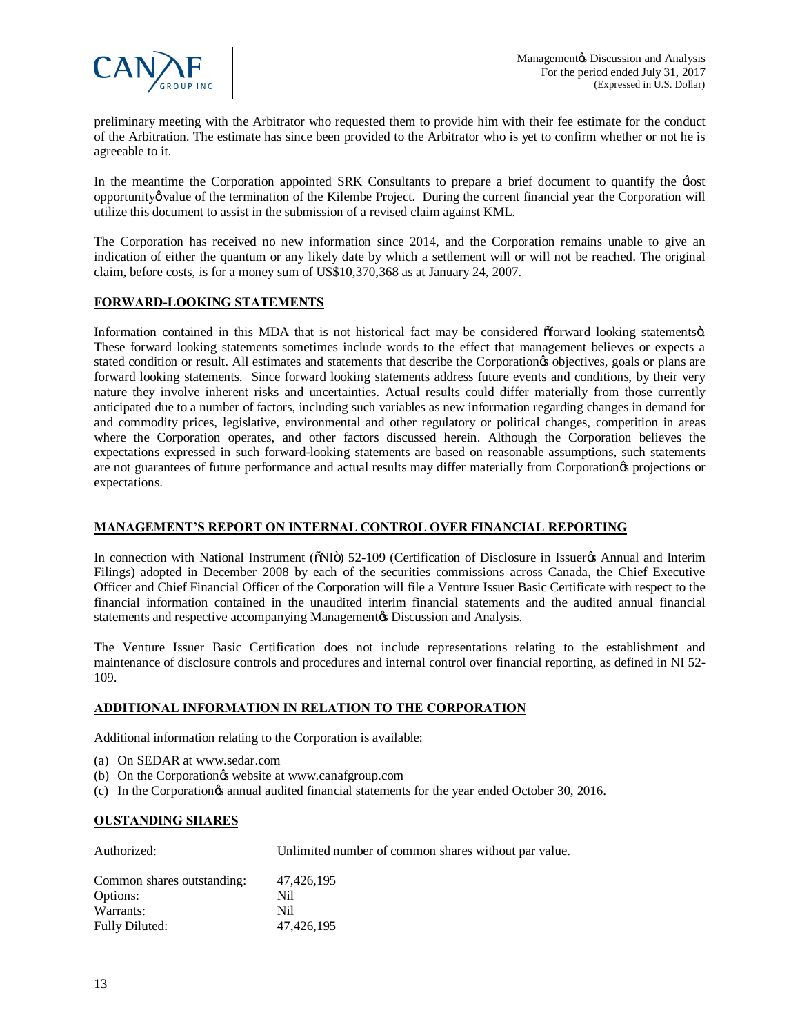preliminary meeting with the Arbitrator who requested them to provide him with their fee estimate for the conduct of the Arbitration. The estimate has since been provided to the Arbitrator who is yet to confirm whether or not he is agreeable to it.

In the meantime the Corporation appointed SRK Consultants to prepare a brief document to quantify the 'lost opportunity' value of the termination of the Kilembe Project. During the current financial year the Corporation will utilize this document to assist in the submission of a revised claim against KML.

The Corporation has received no new information since 2014, and the Corporation remains unable to give an indication of either the quantum or any likely date by which a settlement will or will not be reached. The original claim, before costs, is for a money sum of US$10,370,368 as at January 24, 2007.

## FORWARD-LOOKING STATEMENTS

Information contained in this MDA that is not historical fact may be considered "forward looking statements". These forward looking statements sometimes include words to the effect that management believes or expects a stated condition or result. All estimates and statements that describe the Corporation's objectives, goals or plans are forward looking statements. Since forward looking statements address future events and conditions, by their very nature they involve inherent risks and uncertainties. Actual results could differ materially from those currently anticipated due to a number of factors, including such variables as new information regarding changes in demand for and commodity prices, legislative, environmental and other regulatory or political changes, competition in areas where the Corporation operates, and other factors discussed herein. Although the Corporation believes the expectations expressed in such forward-looking statements are based on reasonable assumptions, such statements are not guarantees of future performance and actual results may differ materially from Corporation's projections or expectations.

## MANAGEMENT'S REPORT ON INTERNAL CONTROL OVER FINANCIAL REPORTING

In connection with National Instrument ("NI") 52-109 (Certification of Disclosure in Issuer's Annual and Interim Filings) adopted in December 2008 by each of the securities commissions across Canada, the Chief Executive Officer and Chief Financial Officer of the Corporation will file a Venture Issuer Basic Certificate with respect to the financial information contained in the unaudited interim financial statements and the audited annual financial statements and respective accompanying Management's Discussion and Analysis.

The Venture Issuer Basic Certification does not include representations relating to the establishment and maintenance of disclosure controls and procedures and internal control over financial reporting, as defined in NI 52-109.

## ADDITIONAL INFORMATION IN RELATION TO THE CORPORATION

Additional information relating to the Corporation is available:

(a) On SEDAR at www.sedar.com
(b) On the Corporation's website at www.canafgroup.com
(c) In the Corporation's annual audited financial statements for the year ended October 30, 2016.

## OUSTANDING SHARES

| | |
|---|---|
| Authorized: | Unlimited number of common shares without par value. |
| Common shares outstanding: | 47,426,195 |
| Options: | Nil |
| Warrants: | Nil |
| Fully Diluted: | 47,426,195 |